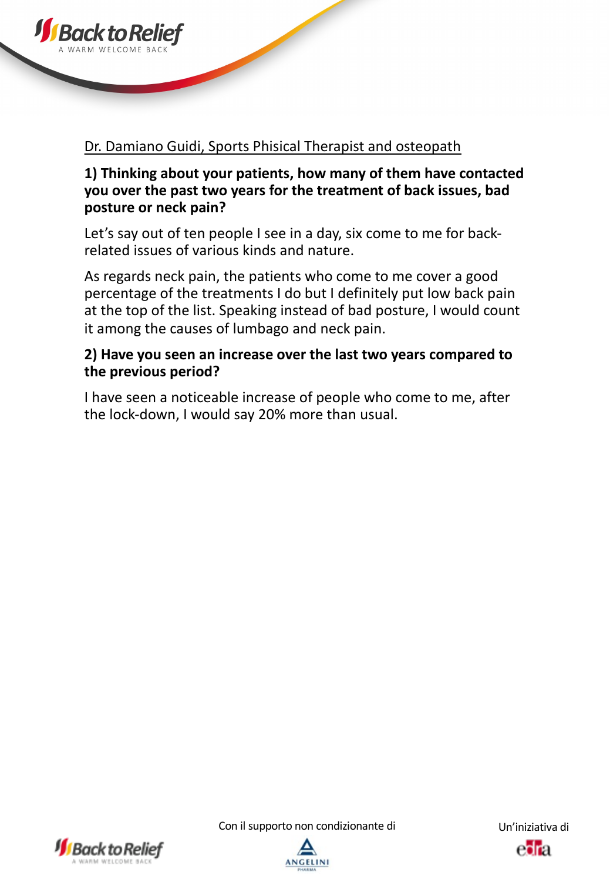Dr. Damiano Guidi, Sports Phisical Therapist and osteopath

**1) Thinking about your patients, how many of them have contacted you over the past two years for the treatment of back issues, bad posture or neck pain?**

Let's say out of ten people I see in a day, six come to me for back-related issues of various kinds and nature.

As regards neck pain, the patients who come to me cover a good percentage of the treatments I do but I definitely put low back pain at the top of the list. Speaking instead of bad posture, I would count it among the causes of lumbago and neck pain.

**2) Have you seen an increase over the last two years compared to the previous period?**

I have seen a noticeable increase of people who come to me, after the lock-down, I would say 20% more than usual.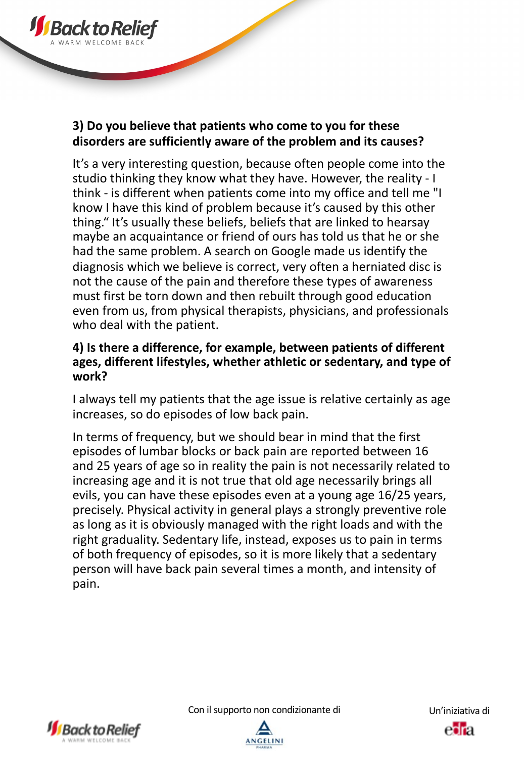**3) Do you believe that patients who come to you for these disorders are sufficiently aware of the problem and its causes?**

It's a very interesting question, because often people come into the studio thinking they know what they have. However, the reality - I think - is different when patients come into my office and tell me "I know I have this kind of problem because it's caused by this other thing." It's usually these beliefs, beliefs that are linked to hearsay maybe an acquaintance or friend of ours has told us that he or she had the same problem. A search on Google made us identify the diagnosis which we believe is correct, very often a herniated disc is not the cause of the pain and therefore these types of awareness must first be torn down and then rebuilt through good education even from us, from physical therapists, physicians, and professionals who deal with the patient.

**4) Is there a difference, for example, between patients of different ages, different lifestyles, whether athletic or sedentary, and type of work?**

I always tell my patients that the age issue is relative certainly as age increases, so do episodes of low back pain.

In terms of frequency, but we should bear in mind that the first episodes of lumbar blocks or back pain are reported between 16 and 25 years of age so in reality the pain is not necessarily related to increasing age and it is not true that old age necessarily brings all evils, you can have these episodes even at a young age 16/25 years, precisely. Physical activity in general plays a strongly preventive role as long as it is obviously managed with the right loads and with the right graduality. Sedentary life, instead, exposes us to pain in terms of both frequency of episodes, so it is more likely that a sedentary person will have back pain several times a month, and intensity of pain.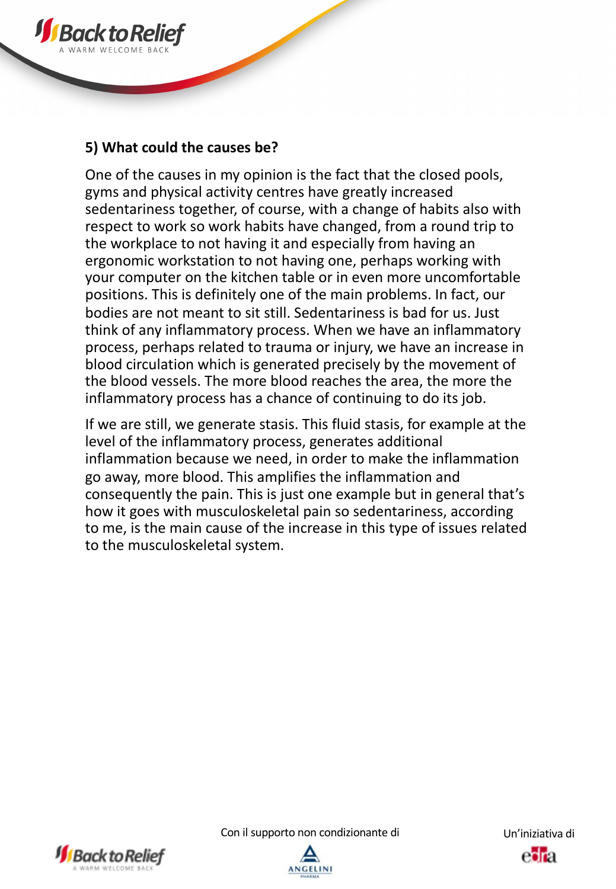**5) What could the causes be?**

One of the causes in my opinion is the fact that the closed pools, gyms and physical activity centres have greatly increased sedentariness together, of course, with a change of habits also with respect to work so work habits have changed, from a round trip to the workplace to not having it and especially from having an ergonomic workstation to not having one, perhaps working with your computer on the kitchen table or in even more uncomfortable positions. This is definitely one of the main problems. In fact, our bodies are not meant to sit still. Sedentariness is bad for us. Just think of any inflammatory process. When we have an inflammatory process, perhaps related to trauma or injury, we have an increase in blood circulation which is generated precisely by the movement of the blood vessels. The more blood reaches the area, the more the inflammatory process has a chance of continuing to do its job.

If we are still, we generate stasis. This fluid stasis, for example at the level of the inflammatory process, generates additional inflammation because we need, in order to make the inflammation go away, more blood. This amplifies the inflammation and consequently the pain. This is just one example but in general that's how it goes with musculoskeletal pain so sedentariness, according to me, is the main cause of the increase in this type of issues related to the musculoskeletal system.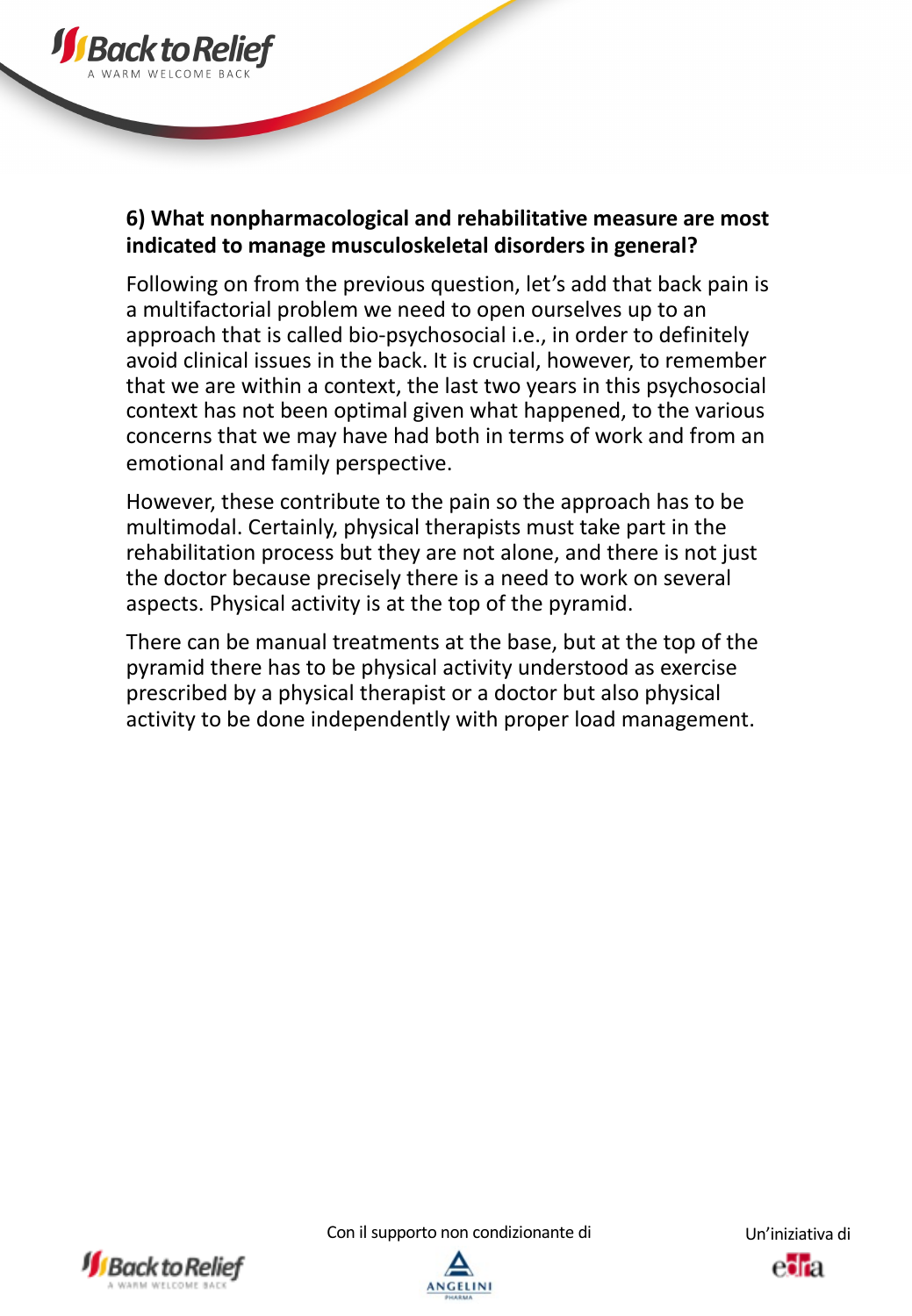**6) What nonpharmacological and rehabilitative measure are most indicated to manage musculoskeletal disorders in general?**

Following on from the previous question, let's add that back pain is a multifactorial problem we need to open ourselves up to an approach that is called bio-psychosocial i.e., in order to definitely avoid clinical issues in the back. It is crucial, however, to remember that we are within a context, the last two years in this psychosocial context has not been optimal given what happened, to the various concerns that we may have had both in terms of work and from an emotional and family perspective.

However, these contribute to the pain so the approach has to be multimodal. Certainly, physical therapists must take part in the rehabilitation process but they are not alone, and there is not just the doctor because precisely there is a need to work on several aspects. Physical activity is at the top of the pyramid.

There can be manual treatments at the base, but at the top of the pyramid there has to be physical activity understood as exercise prescribed by a physical therapist or a doctor but also physical activity to be done independently with proper load management.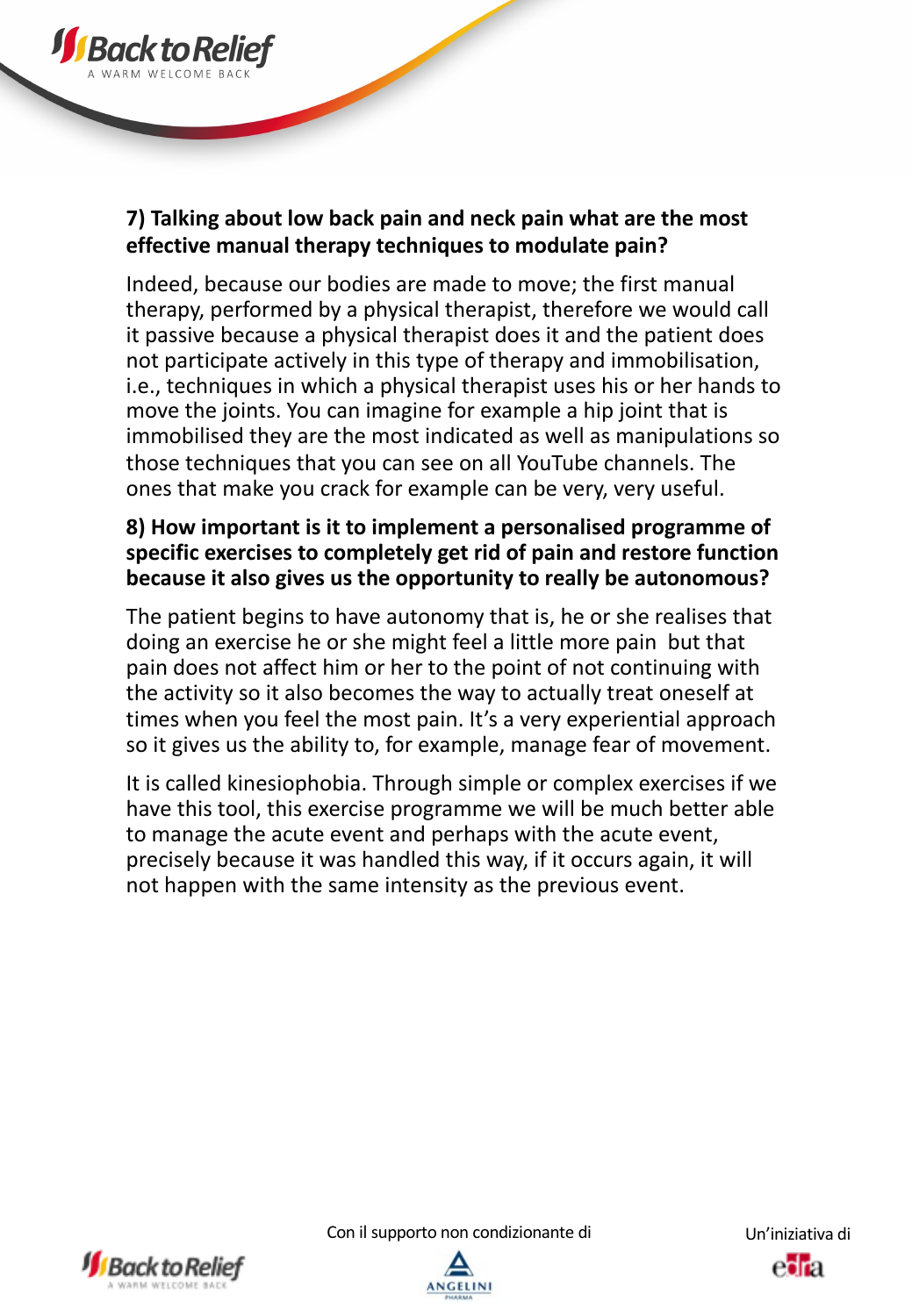**7) Talking about low back pain and neck pain what are the most effective manual therapy techniques to modulate pain?**

Indeed, because our bodies are made to move; the first manual therapy, performed by a physical therapist, therefore we would call it passive because a physical therapist does it and the patient does not participate actively in this type of therapy and immobilisation, i.e., techniques in which a physical therapist uses his or her hands to move the joints. You can imagine for example a hip joint that is immobilised they are the most indicated as well as manipulations so those techniques that you can see on all YouTube channels. The ones that make you crack for example can be very, very useful.

**8) How important is it to implement a personalised programme of specific exercises to completely get rid of pain and restore function because it also gives us the opportunity to really be autonomous?**

The patient begins to have autonomy that is, he or she realises that doing an exercise he or she might feel a little more pain but that pain does not affect him or her to the point of not continuing with the activity so it also becomes the way to actually treat oneself at times when you feel the most pain. It's a very experiential approach so it gives us the ability to, for example, manage fear of movement.

It is called kinesiophobia. Through simple or complex exercises if we have this tool, this exercise programme we will be much better able to manage the acute event and perhaps with the acute event, precisely because it was handled this way, if it occurs again, it will not happen with the same intensity as the previous event.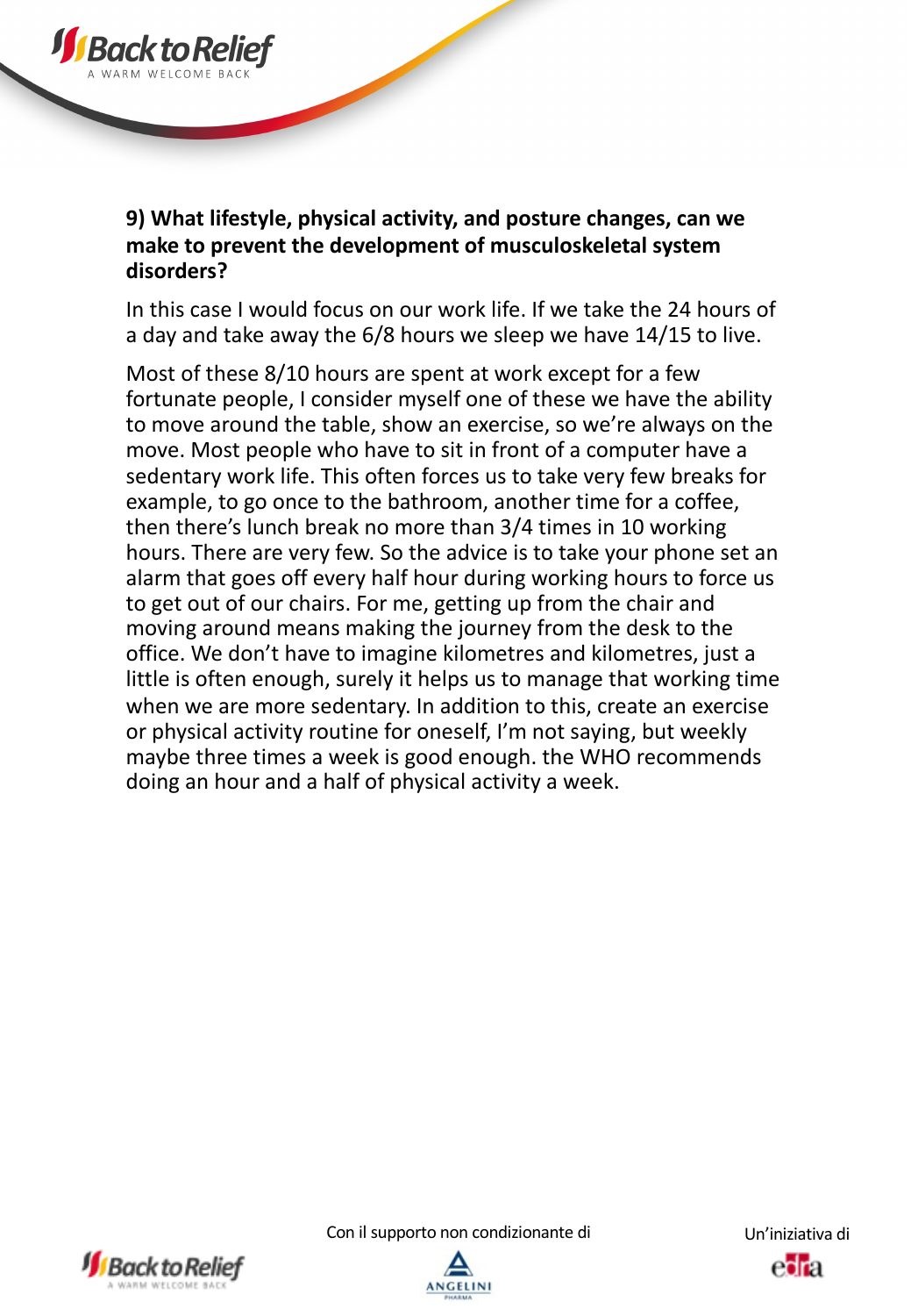**9) What lifestyle, physical activity, and posture changes, can we make to prevent the development of musculoskeletal system disorders?**

In this case I would focus on our work life. If we take the 24 hours of a day and take away the 6/8 hours we sleep we have 14/15 to live.

Most of these 8/10 hours are spent at work except for a few fortunate people, I consider myself one of these we have the ability to move around the table, show an exercise, so we're always on the move. Most people who have to sit in front of a computer have a sedentary work life. This often forces us to take very few breaks for example, to go once to the bathroom, another time for a coffee, then there's lunch break no more than 3/4 times in 10 working hours. There are very few. So the advice is to take your phone set an alarm that goes off every half hour during working hours to force us to get out of our chairs. For me, getting up from the chair and moving around means making the journey from the desk to the office. We don't have to imagine kilometres and kilometres, just a little is often enough, surely it helps us to manage that working time when we are more sedentary. In addition to this, create an exercise or physical activity routine for oneself, I'm not saying, but weekly maybe three times a week is good enough. the WHO recommends doing an hour and a half of physical activity a week.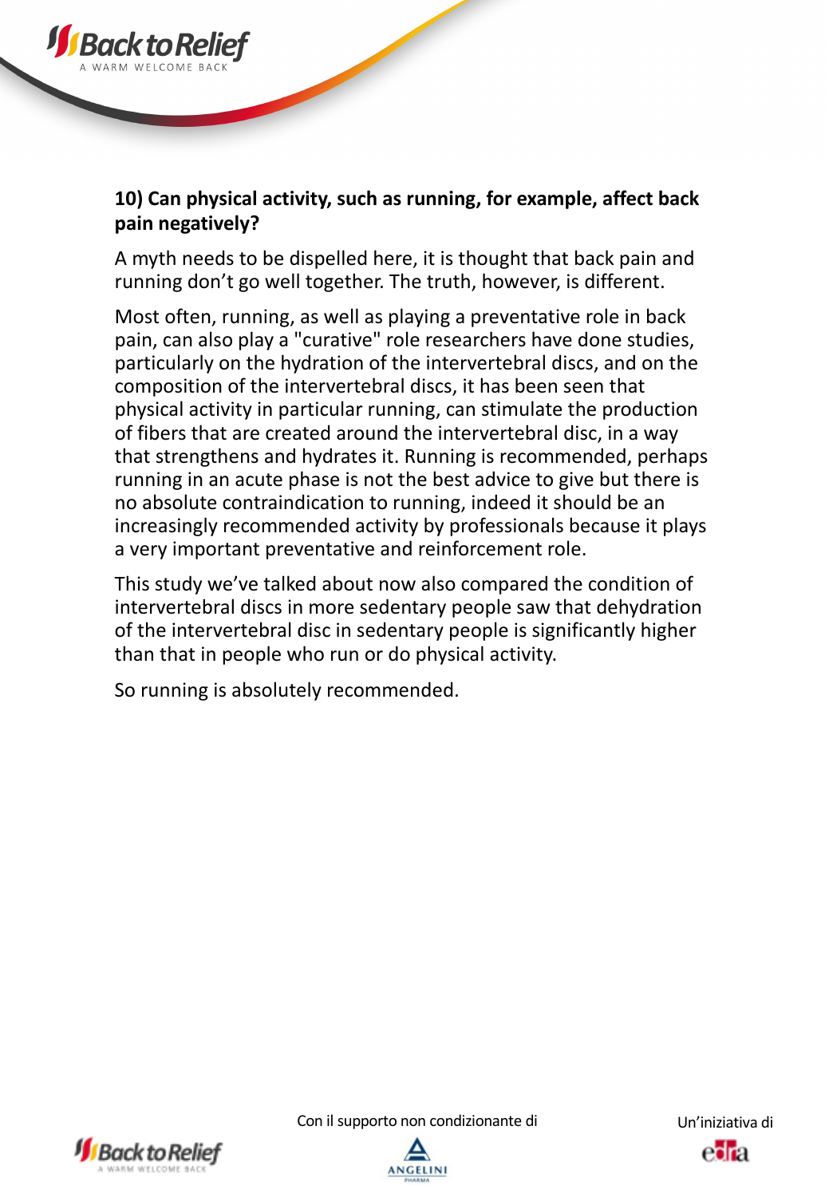**10) Can physical activity, such as running, for example, affect back pain negatively?**

A myth needs to be dispelled here, it is thought that back pain and running don't go well together. The truth, however, is different.

Most often, running, as well as playing a preventative role in back pain, can also play a "curative" role researchers have done studies, particularly on the hydration of the intervertebral discs, and on the composition of the intervertebral discs, it has been seen that physical activity in particular running, can stimulate the production of fibers that are created around the intervertebral disc, in a way that strengthens and hydrates it. Running is recommended, perhaps running in an acute phase is not the best advice to give but there is no absolute contraindication to running, indeed it should be an increasingly recommended activity by professionals because it plays a very important preventative and reinforcement role.

This study we've talked about now also compared the condition of intervertebral discs in more sedentary people saw that dehydration of the intervertebral disc in sedentary people is significantly higher than that in people who run or do physical activity.

So running is absolutely recommended.